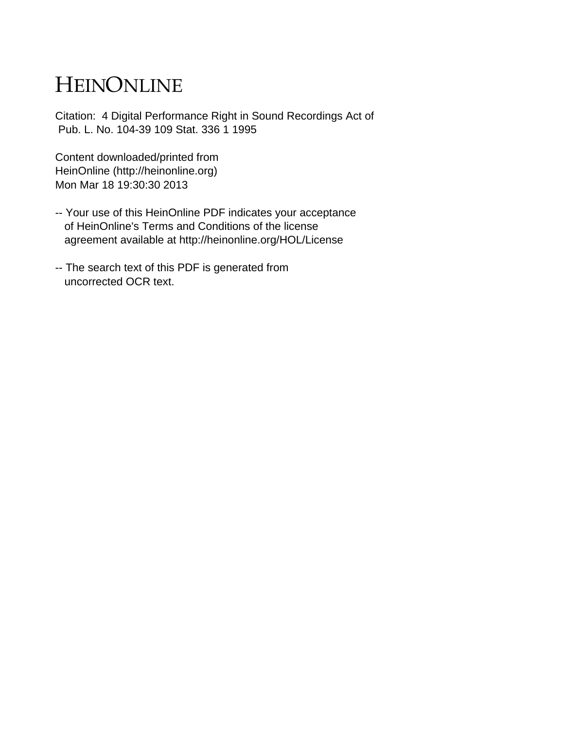# HEINONLINE

Citation: 4 Digital Performance Right in Sound Recordings Act of
Pub. L. No. 104-39 109 Stat. 336 1 1995

Content downloaded/printed from
HeinOnline (http://heinonline.org)
Mon Mar 18 19:30:30 2013

-- Your use of this HeinOnline PDF indicates your acceptance
of HeinOnline's Terms and Conditions of the license
agreement available at http://heinonline.org/HOL/License

-- The search text of this PDF is generated from
uncorrected OCR text.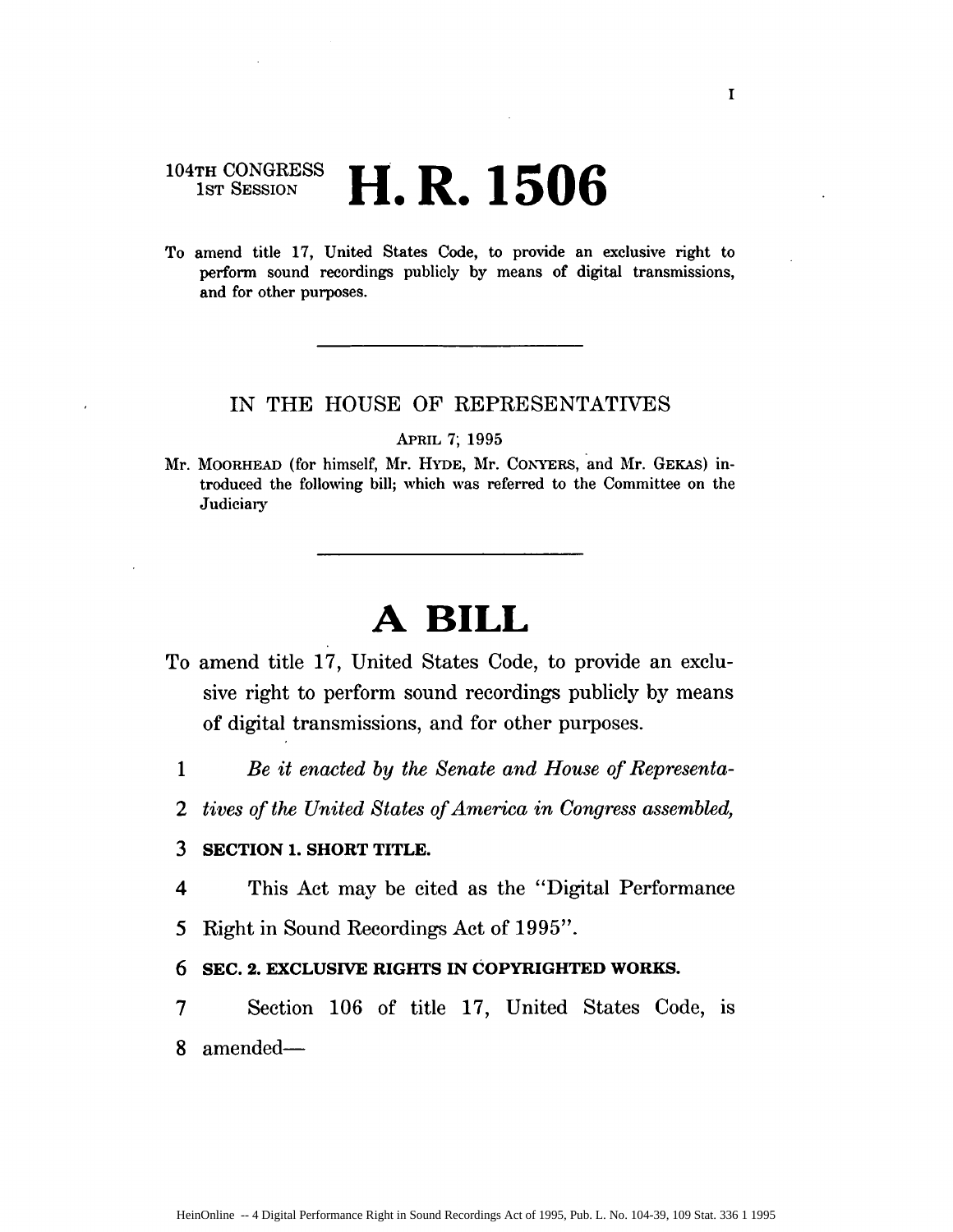104TH CONGRESS
1ST SESSION

# H. R. 1506

To amend title 17, United States Code, to provide an exclusive right to perform sound recordings publicly by means of digital transmissions, and for other purposes.

---

IN THE HOUSE OF REPRESENTATIVES

APRIL 7, 1995

Mr. MOORHEAD (for himself, Mr. HYDE, Mr. CONYERS, and Mr. GEKAS) introduced the following bill; which was referred to the Committee on the Judiciary

---

# A BILL

To amend title 17, United States Code, to provide an exclusive right to perform sound recordings publicly by means of digital transmissions, and for other purposes.

1 *Be it enacted by the Senate and House of Representa-*
2 *tives of the United States of America in Congress assembled,*

3 **SECTION 1. SHORT TITLE.**

4 This Act may be cited as the "Digital Performance
5 Right in Sound Recordings Act of 1995".

6 **SEC. 2. EXCLUSIVE RIGHTS IN COPYRIGHTED WORKS.**

7 Section 106 of title 17, United States Code, is
8 amended—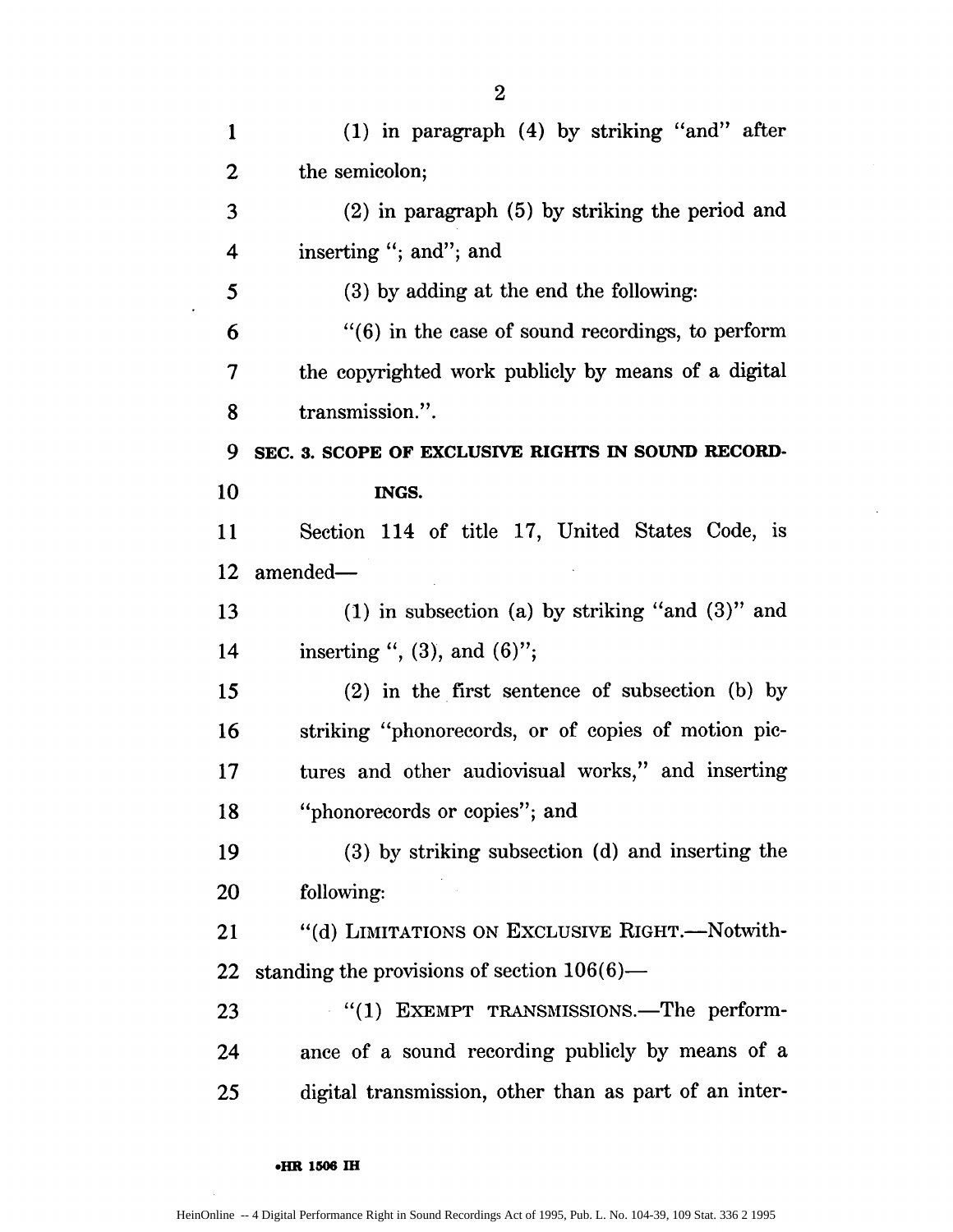(1) in paragraph (4) by striking "and" after the semicolon;

(2) in paragraph (5) by striking the period and inserting "; and"; and

(3) by adding at the end the following:

"(6) in the case of sound recordings, to perform the copyrighted work publicly by means of a digital transmission.".

**SEC. 3. SCOPE OF EXCLUSIVE RIGHTS IN SOUND RECORDINGS.**

Section 114 of title 17, United States Code, is amended—

(1) in subsection (a) by striking "and (3)" and inserting ", (3), and (6)";

(2) in the first sentence of subsection (b) by striking "phonorecords, or of copies of motion pictures and other audiovisual works," and inserting "phonorecords or copies"; and

(3) by striking subsection (d) and inserting the following:

"(d) LIMITATIONS ON EXCLUSIVE RIGHT.—Notwithstanding the provisions of section 106(6)—

"(1) EXEMPT TRANSMISSIONS.—The performance of a sound recording publicly by means of a digital transmission, other than as part of an inter-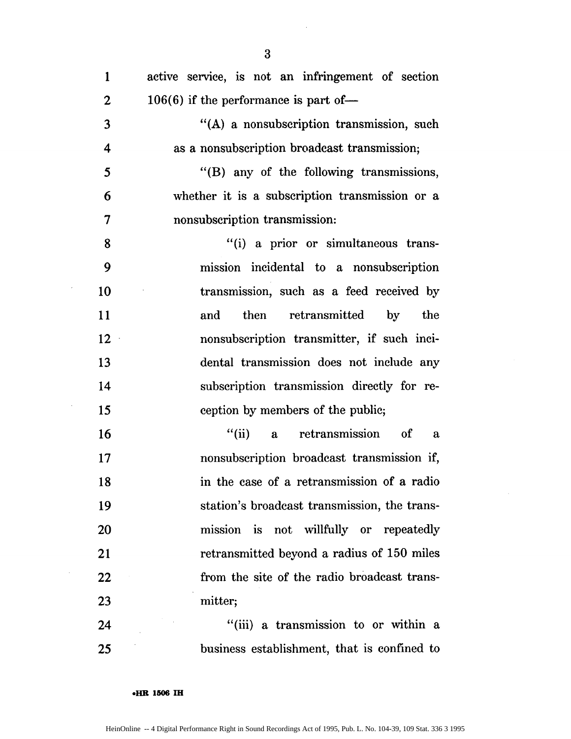active service, is not an infringement of section 106(6) if the performance is part of—

"(A) a nonsubscription transmission, such as a nonsubscription broadcast transmission;

"(B) any of the following transmissions, whether it is a subscription transmission or a nonsubscription transmission:

"(i) a prior or simultaneous transmission incidental to a nonsubscription transmission, such as a feed received by and then retransmitted by the nonsubscription transmitter, if such incidental transmission does not include any subscription transmission directly for reception by members of the public;

"(ii) a retransmission of a nonsubscription broadcast transmission if, in the case of a retransmission of a radio station's broadcast transmission, the transmission is not willfully or repeatedly retransmitted beyond a radius of 150 miles from the site of the radio broadcast transmitter;

"(iii) a transmission to or within a business establishment, that is confined to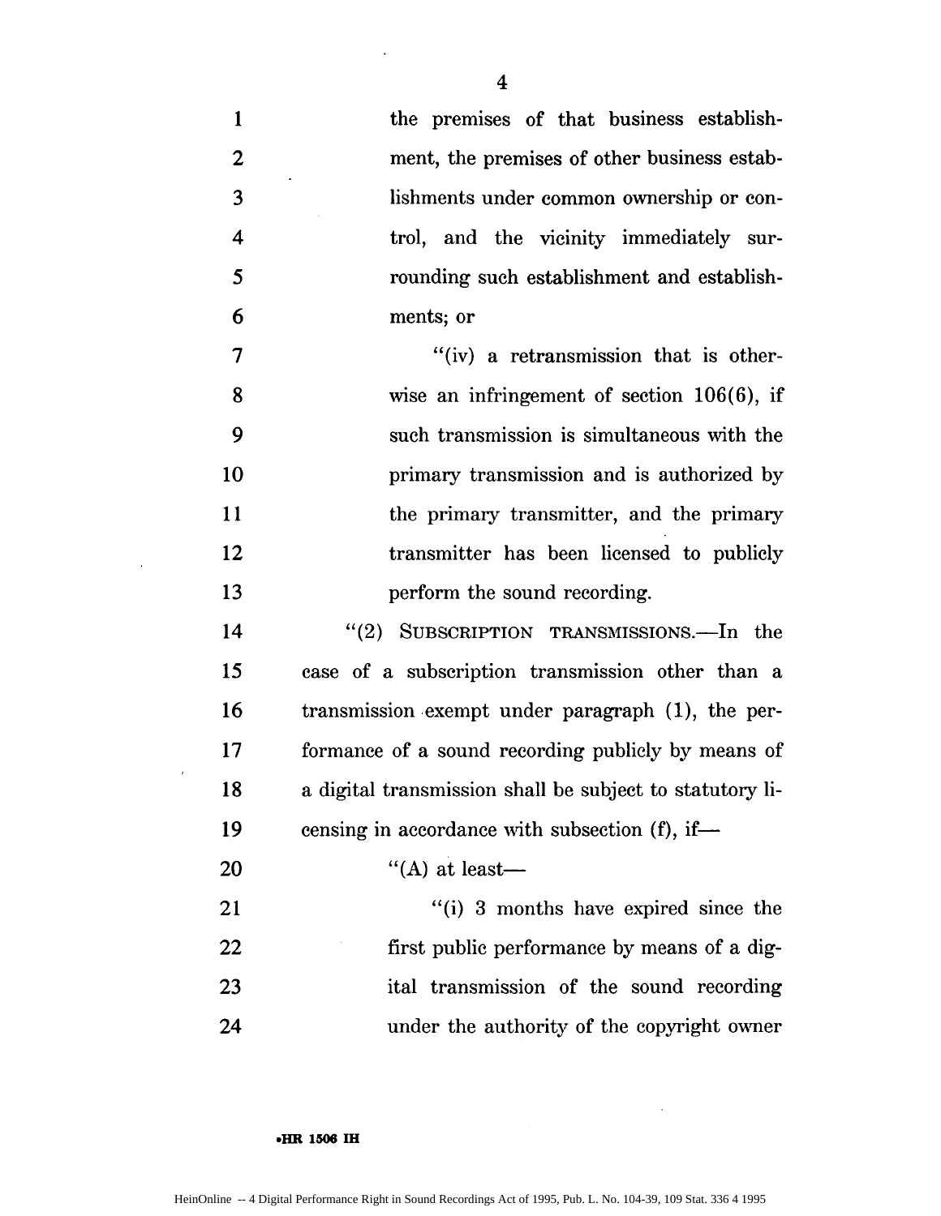the premises of that business establishment, the premises of other business establishments under common ownership or control, and the vicinity immediately surrounding such establishment and establishments; or

"(iv) a retransmission that is otherwise an infringement of section 106(6), if such transmission is simultaneous with the primary transmission and is authorized by the primary transmitter, and the primary transmitter has been licensed to publicly perform the sound recording.

"(2) SUBSCRIPTION TRANSMISSIONS.—In the case of a subscription transmission other than a transmission exempt under paragraph (1), the performance of a sound recording publicly by means of a digital transmission shall be subject to statutory licensing in accordance with subsection (f), if—

"(A) at least—

"(i) 3 months have expired since the first public performance by means of a digital transmission of the sound recording under the authority of the copyright owner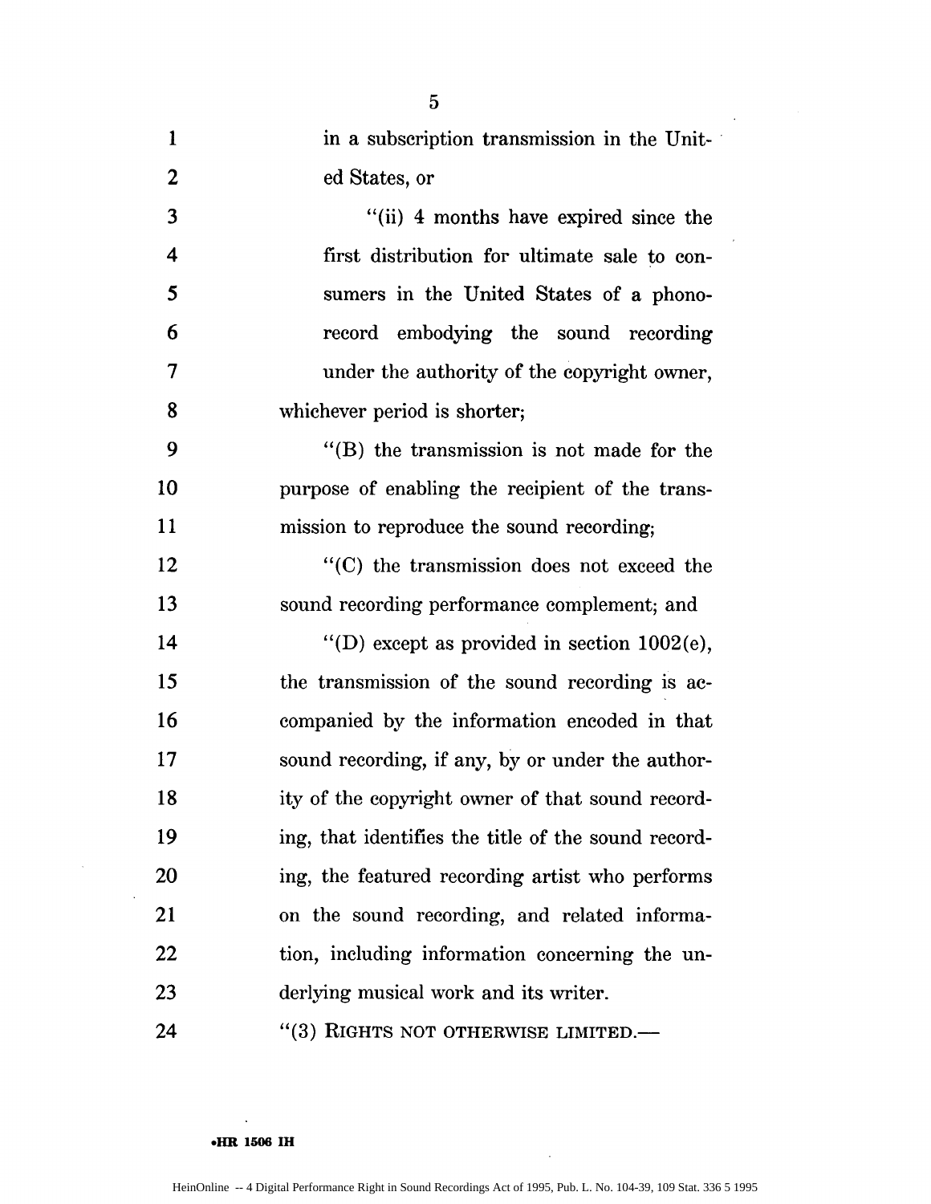in a subscription transmission in the United States, or

"(ii) 4 months have expired since the first distribution for ultimate sale to consumers in the United States of a phonorecord embodying the sound recording under the authority of the copyright owner,

whichever period is shorter;

"(B) the transmission is not made for the purpose of enabling the recipient of the transmission to reproduce the sound recording;

"(C) the transmission does not exceed the sound recording performance complement; and

"(D) except as provided in section 1002(e), the transmission of the sound recording is accompanied by the information encoded in that sound recording, if any, by or under the authority of the copyright owner of that sound recording, that identifies the title of the sound recording, the featured recording artist who performs on the sound recording, and related information, including information concerning the underlying musical work and its writer.

"(3) RIGHTS NOT OTHERWISE LIMITED.—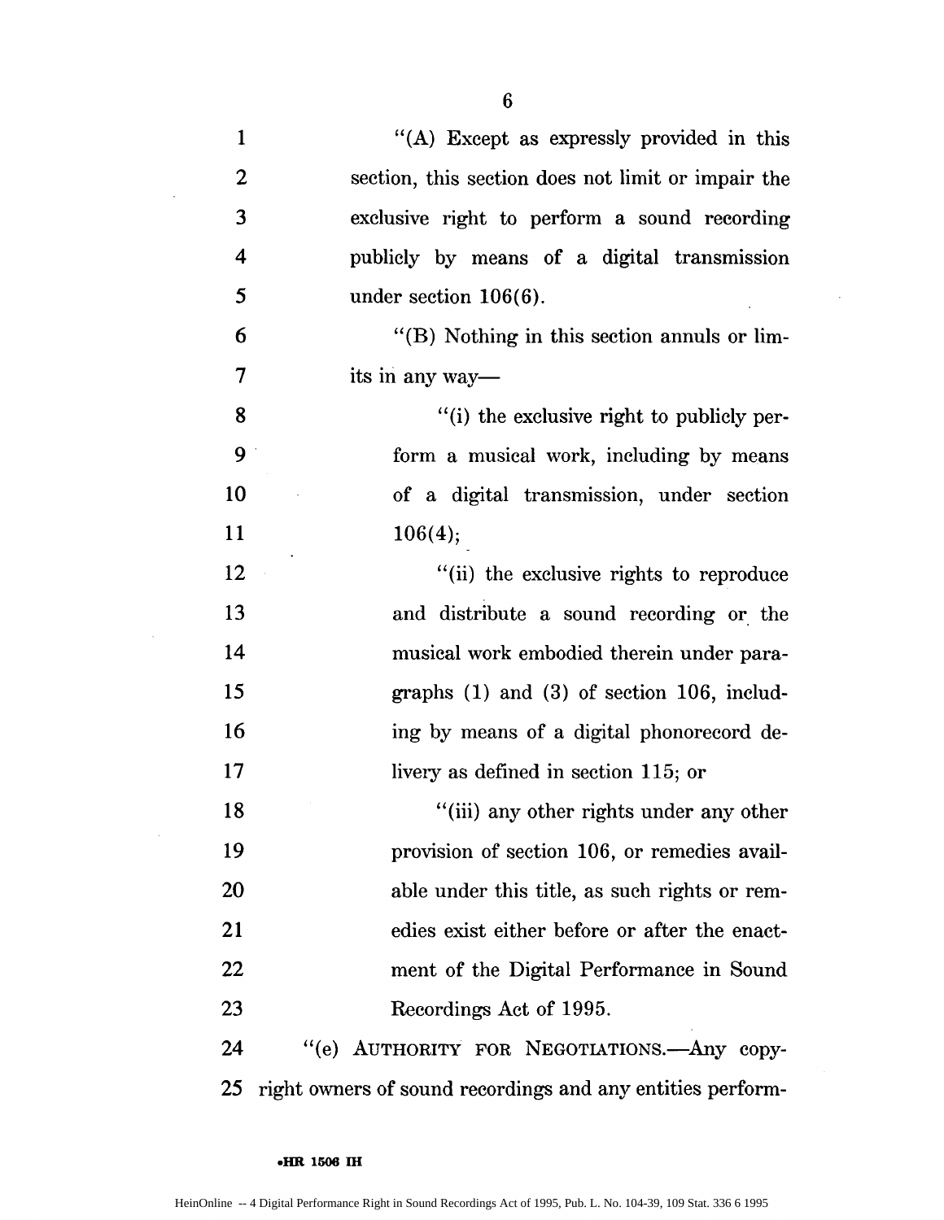"(A) Except as expressly provided in this section, this section does not limit or impair the exclusive right to perform a sound recording publicly by means of a digital transmission under section 106(6).

"(B) Nothing in this section annuls or limits in any way—

"(i) the exclusive right to publicly perform a musical work, including by means of a digital transmission, under section 106(4);

"(ii) the exclusive rights to reproduce and distribute a sound recording or the musical work embodied therein under paragraphs (1) and (3) of section 106, including by means of a digital phonorecord delivery as defined in section 115; or

"(iii) any other rights under any other provision of section 106, or remedies available under this title, as such rights or remedies exist either before or after the enactment of the Digital Performance in Sound Recordings Act of 1995.

"(e) AUTHORITY FOR NEGOTIATIONS.—Any copyright owners of sound recordings and any entities perform-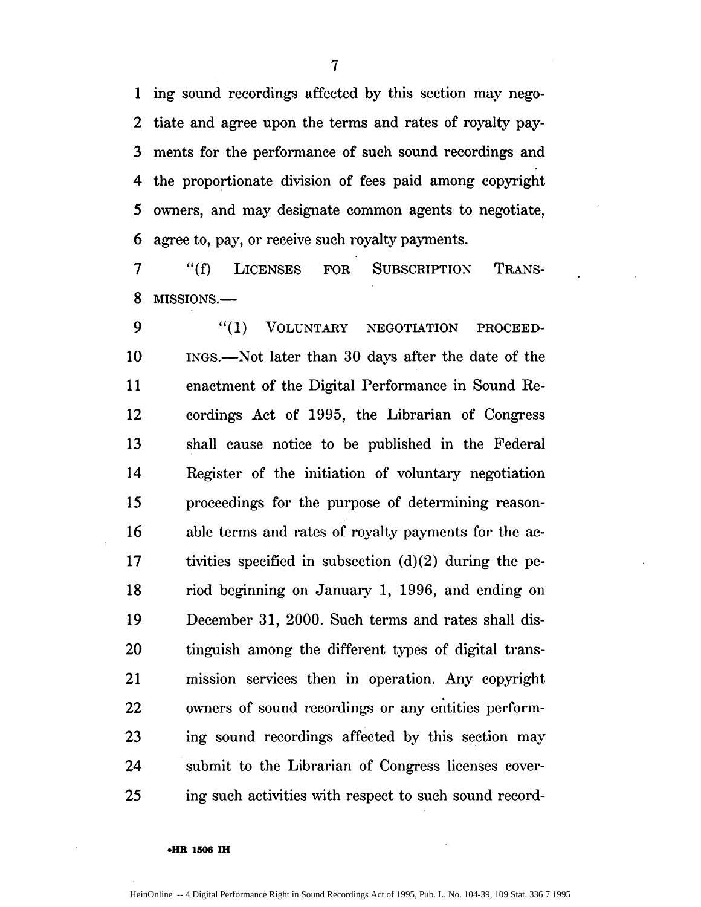ing sound recordings affected by this section may negotiate and agree upon the terms and rates of royalty payments for the performance of such sound recordings and the proportionate division of fees paid among copyright owners, and may designate common agents to negotiate, agree to, pay, or receive such royalty payments.

"(f) LICENSES FOR SUBSCRIPTION TRANSMISSIONS.—

"(1) VOLUNTARY NEGOTIATION PROCEEDINGS.—Not later than 30 days after the date of the enactment of the Digital Performance in Sound Recordings Act of 1995, the Librarian of Congress shall cause notice to be published in the Federal Register of the initiation of voluntary negotiation proceedings for the purpose of determining reasonable terms and rates of royalty payments for the activities specified in subsection (d)(2) during the period beginning on January 1, 1996, and ending on December 31, 2000. Such terms and rates shall distinguish among the different types of digital transmission services then in operation. Any copyright owners of sound recordings or any entities performing sound recordings affected by this section may submit to the Librarian of Congress licenses covering such activities with respect to such sound record-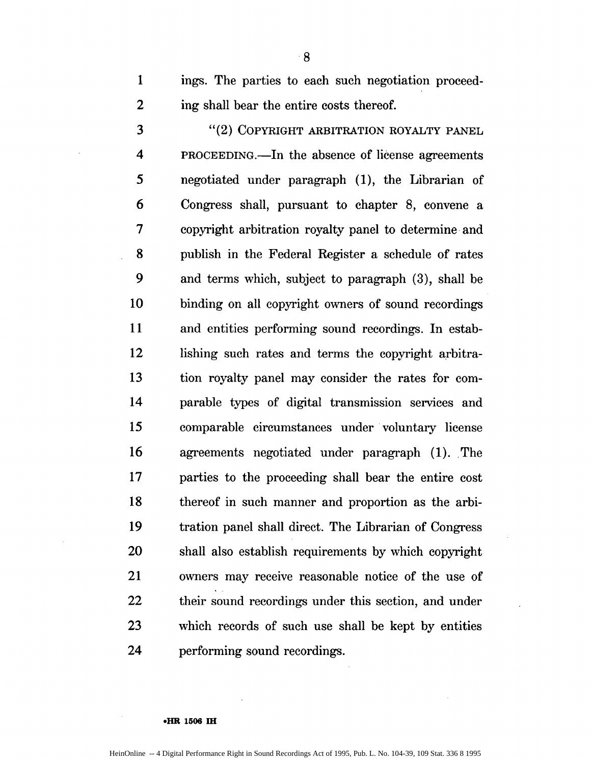ings. The parties to each such negotiation proceeding shall bear the entire costs thereof.

"(2) COPYRIGHT ARBITRATION ROYALTY PANEL PROCEEDING.—In the absence of license agreements negotiated under paragraph (1), the Librarian of Congress shall, pursuant to chapter 8, convene a copyright arbitration royalty panel to determine and publish in the Federal Register a schedule of rates and terms which, subject to paragraph (3), shall be binding on all copyright owners of sound recordings and entities performing sound recordings. In establishing such rates and terms the copyright arbitration royalty panel may consider the rates for comparable types of digital transmission services and comparable circumstances under voluntary license agreements negotiated under paragraph (1). The parties to the proceeding shall bear the entire cost thereof in such manner and proportion as the arbitration panel shall direct. The Librarian of Congress shall also establish requirements by which copyright owners may receive reasonable notice of the use of their sound recordings under this section, and under which records of such use shall be kept by entities performing sound recordings.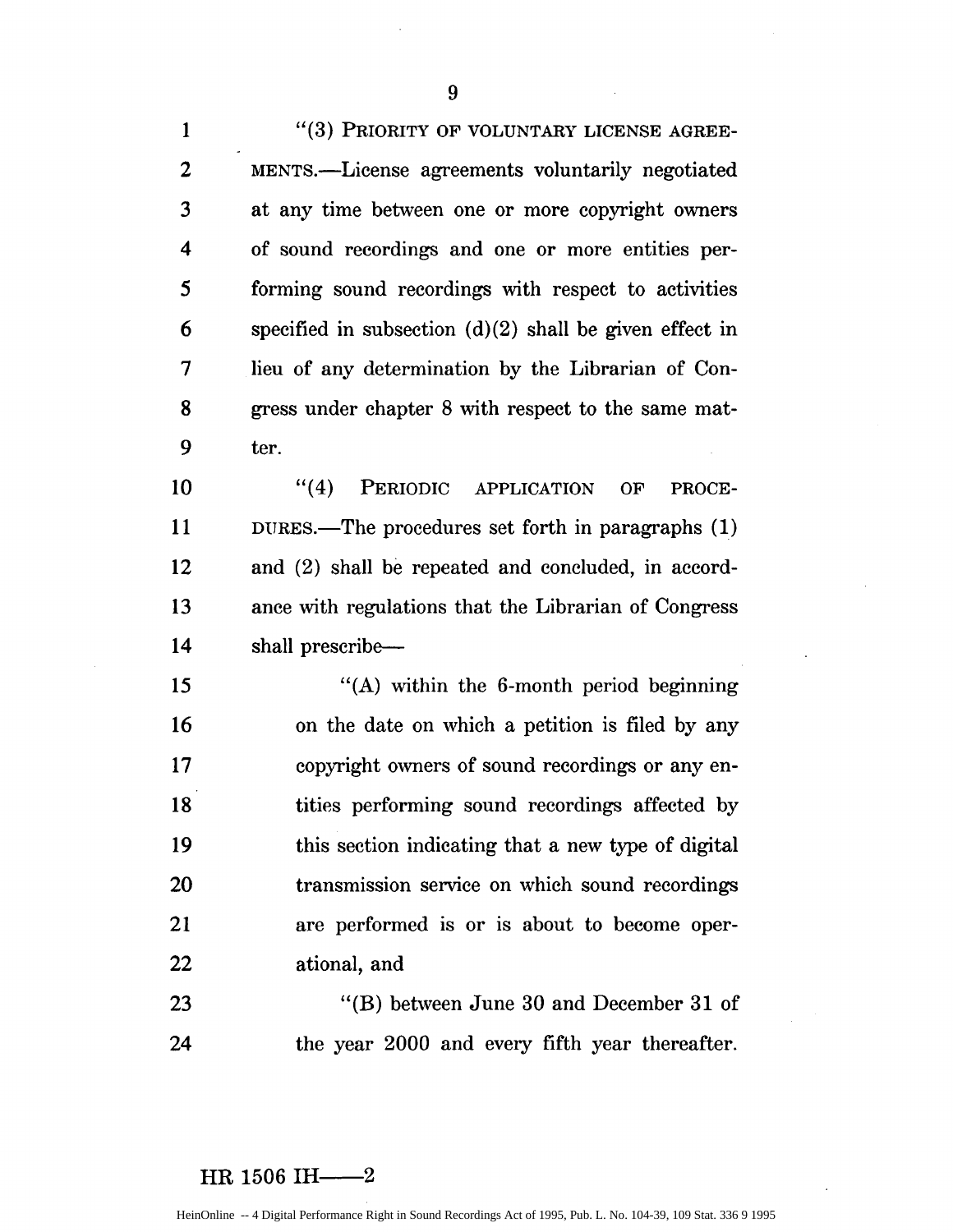"(3) PRIORITY OF VOLUNTARY LICENSE AGREEMENTS.—License agreements voluntarily negotiated at any time between one or more copyright owners of sound recordings and one or more entities performing sound recordings with respect to activities specified in subsection (d)(2) shall be given effect in lieu of any determination by the Librarian of Congress under chapter 8 with respect to the same matter.

"(4) PERIODIC APPLICATION OF PROCEDURES.—The procedures set forth in paragraphs (1) and (2) shall be repeated and concluded, in accordance with regulations that the Librarian of Congress shall prescribe—

"(A) within the 6-month period beginning on the date on which a petition is filed by any copyright owners of sound recordings or any entities performing sound recordings affected by this section indicating that a new type of digital transmission service on which sound recordings are performed is or is about to become operational, and

"(B) between June 30 and December 31 of the year 2000 and every fifth year thereafter.

HR 1506 IH——2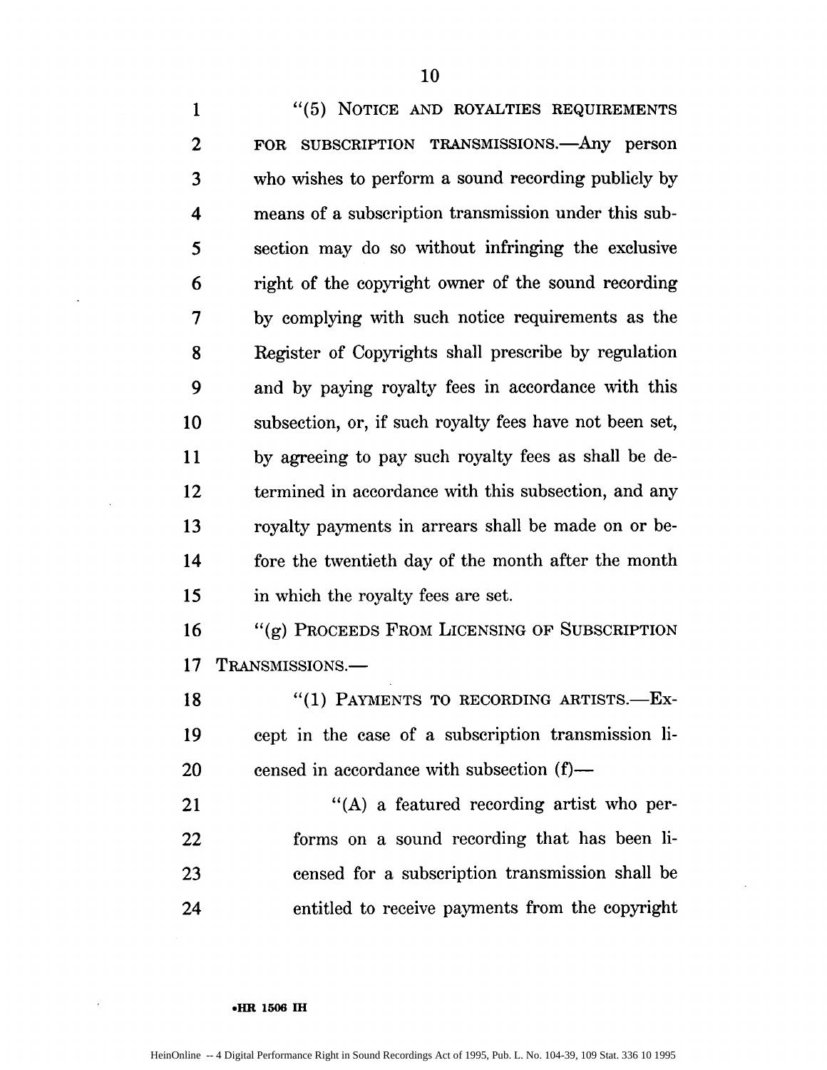"(5) NOTICE AND ROYALTIES REQUIREMENTS FOR SUBSCRIPTION TRANSMISSIONS.—Any person who wishes to perform a sound recording publicly by means of a subscription transmission under this subsection may do so without infringing the exclusive right of the copyright owner of the sound recording by complying with such notice requirements as the Register of Copyrights shall prescribe by regulation and by paying royalty fees in accordance with this subsection, or, if such royalty fees have not been set, by agreeing to pay such royalty fees as shall be determined in accordance with this subsection, and any royalty payments in arrears shall be made on or before the twentieth day of the month after the month in which the royalty fees are set.

"(g) PROCEEDS FROM LICENSING OF SUBSCRIPTION TRANSMISSIONS.—

"(1) PAYMENTS TO RECORDING ARTISTS.—Except in the case of a subscription transmission licensed in accordance with subsection (f)—

"(A) a featured recording artist who performs on a sound recording that has been licensed for a subscription transmission shall be entitled to receive payments from the copyright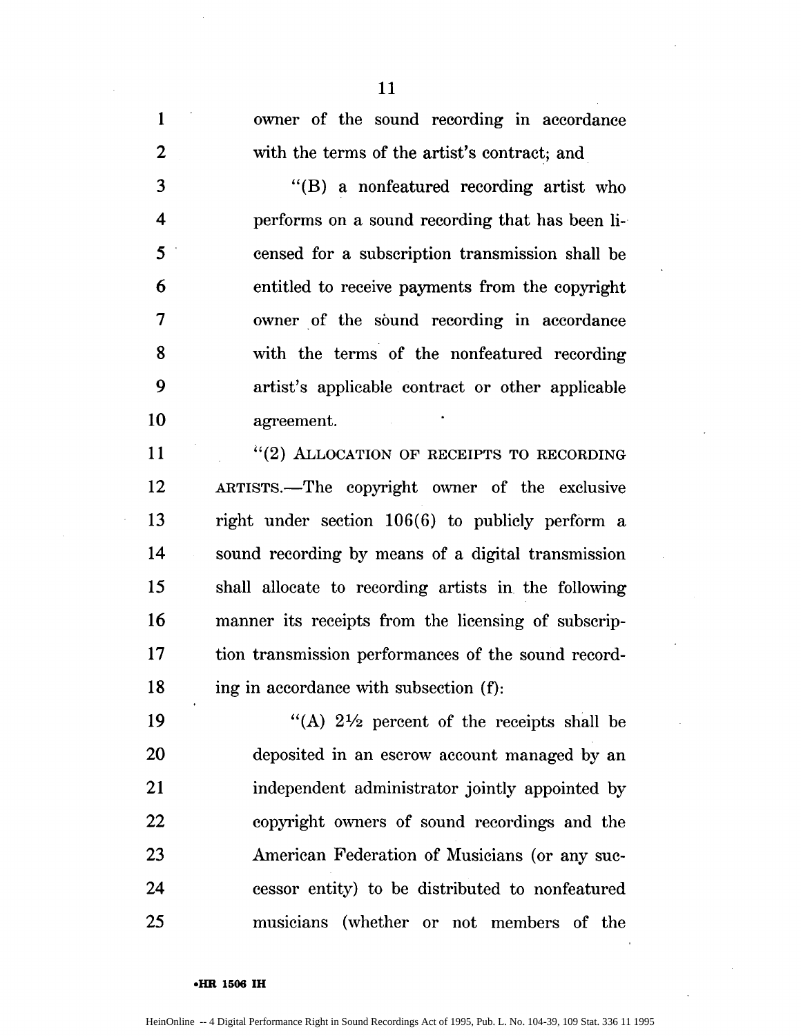owner of the sound recording in accordance with the terms of the artist's contract; and

"(B) a nonfeatured recording artist who performs on a sound recording that has been licensed for a subscription transmission shall be entitled to receive payments from the copyright owner of the sound recording in accordance with the terms of the nonfeatured recording artist's applicable contract or other applicable agreement.

"(2) ALLOCATION OF RECEIPTS TO RECORDING ARTISTS.—The copyright owner of the exclusive right under section 106(6) to publicly perform a sound recording by means of a digital transmission shall allocate to recording artists in the following manner its receipts from the licensing of subscription transmission performances of the sound recording in accordance with subsection (f):

"(A) 2½ percent of the receipts shall be deposited in an escrow account managed by an independent administrator jointly appointed by copyright owners of sound recordings and the American Federation of Musicians (or any successor entity) to be distributed to nonfeatured musicians (whether or not members of the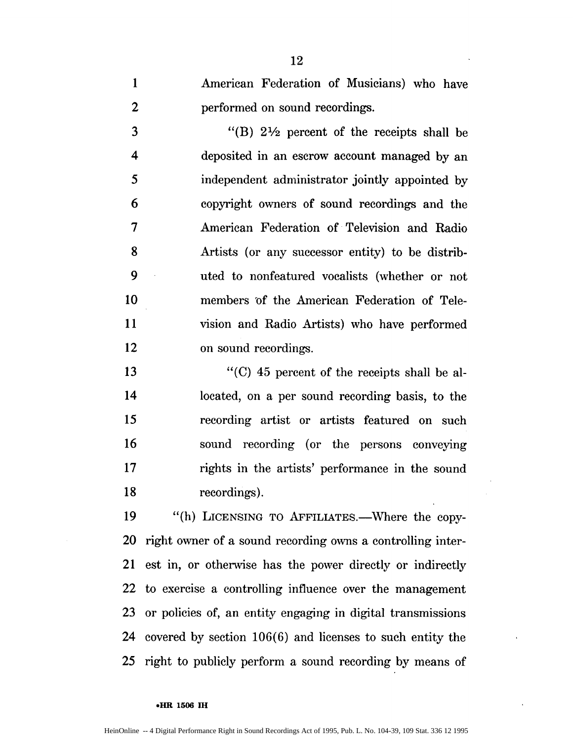American Federation of Musicians) who have performed on sound recordings.

"(B) 2½ percent of the receipts shall be deposited in an escrow account managed by an independent administrator jointly appointed by copyright owners of sound recordings and the American Federation of Television and Radio Artists (or any successor entity) to be distributed to nonfeatured vocalists (whether or not members of the American Federation of Television and Radio Artists) who have performed on sound recordings.

"(C) 45 percent of the receipts shall be allocated, on a per sound recording basis, to the recording artist or artists featured on such sound recording (or the persons conveying rights in the artists' performance in the sound recordings).

"(h) LICENSING TO AFFILIATES.—Where the copyright owner of a sound recording owns a controlling interest in, or otherwise has the power directly or indirectly to exercise a controlling influence over the management or policies of, an entity engaging in digital transmissions covered by section 106(6) and licenses to such entity the right to publicly perform a sound recording by means of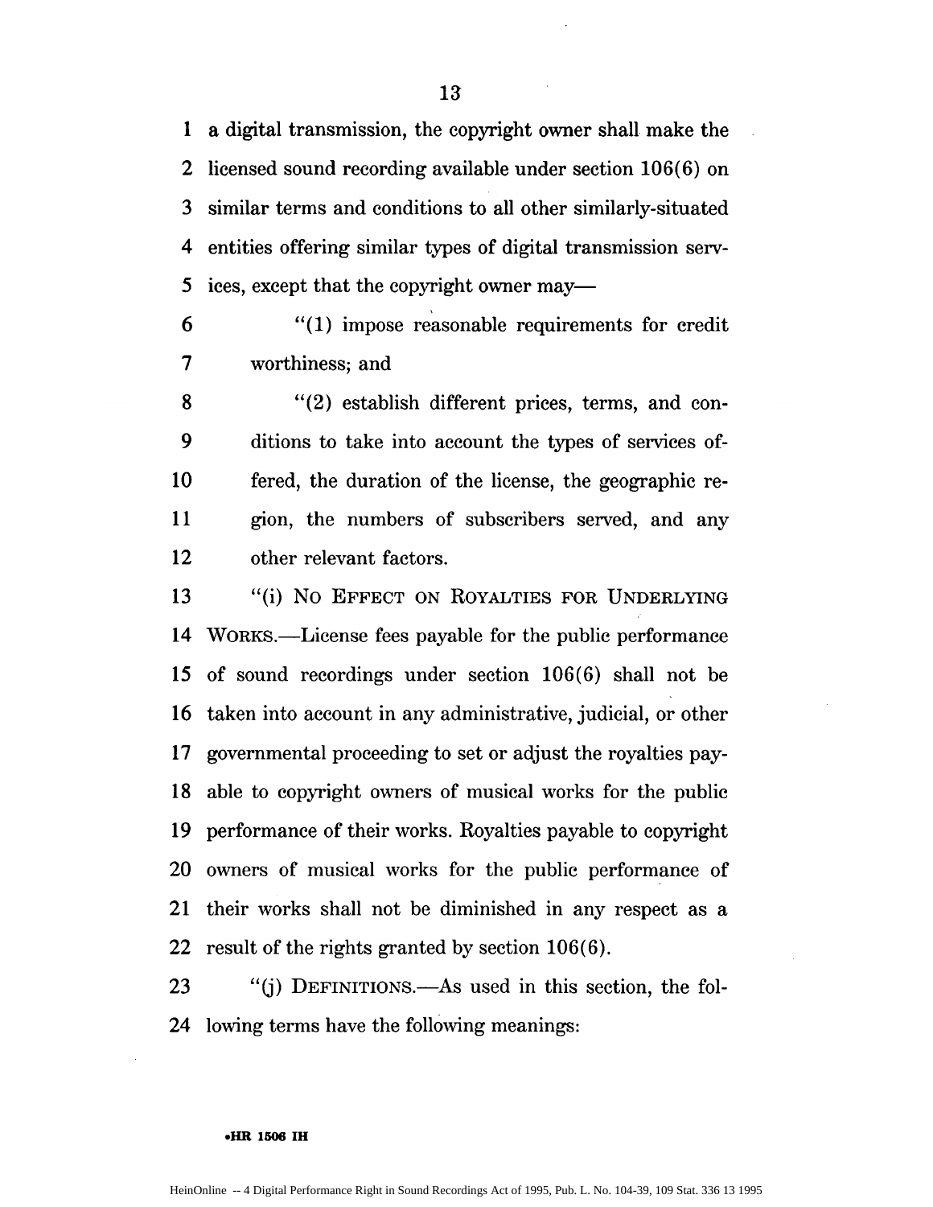a digital transmission, the copyright owner shall make the licensed sound recording available under section 106(6) on similar terms and conditions to all other similarly-situated entities offering similar types of digital transmission services, except that the copyright owner may—

"(1) impose reasonable requirements for credit worthiness; and

"(2) establish different prices, terms, and conditions to take into account the types of services offered, the duration of the license, the geographic region, the numbers of subscribers served, and any other relevant factors.

"(i) NO EFFECT ON ROYALTIES FOR UNDERLYING WORKS.—License fees payable for the public performance of sound recordings under section 106(6) shall not be taken into account in any administrative, judicial, or other governmental proceeding to set or adjust the royalties payable to copyright owners of musical works for the public performance of their works. Royalties payable to copyright owners of musical works for the public performance of their works shall not be diminished in any respect as a result of the rights granted by section 106(6).

"(j) DEFINITIONS.—As used in this section, the following terms have the following meanings: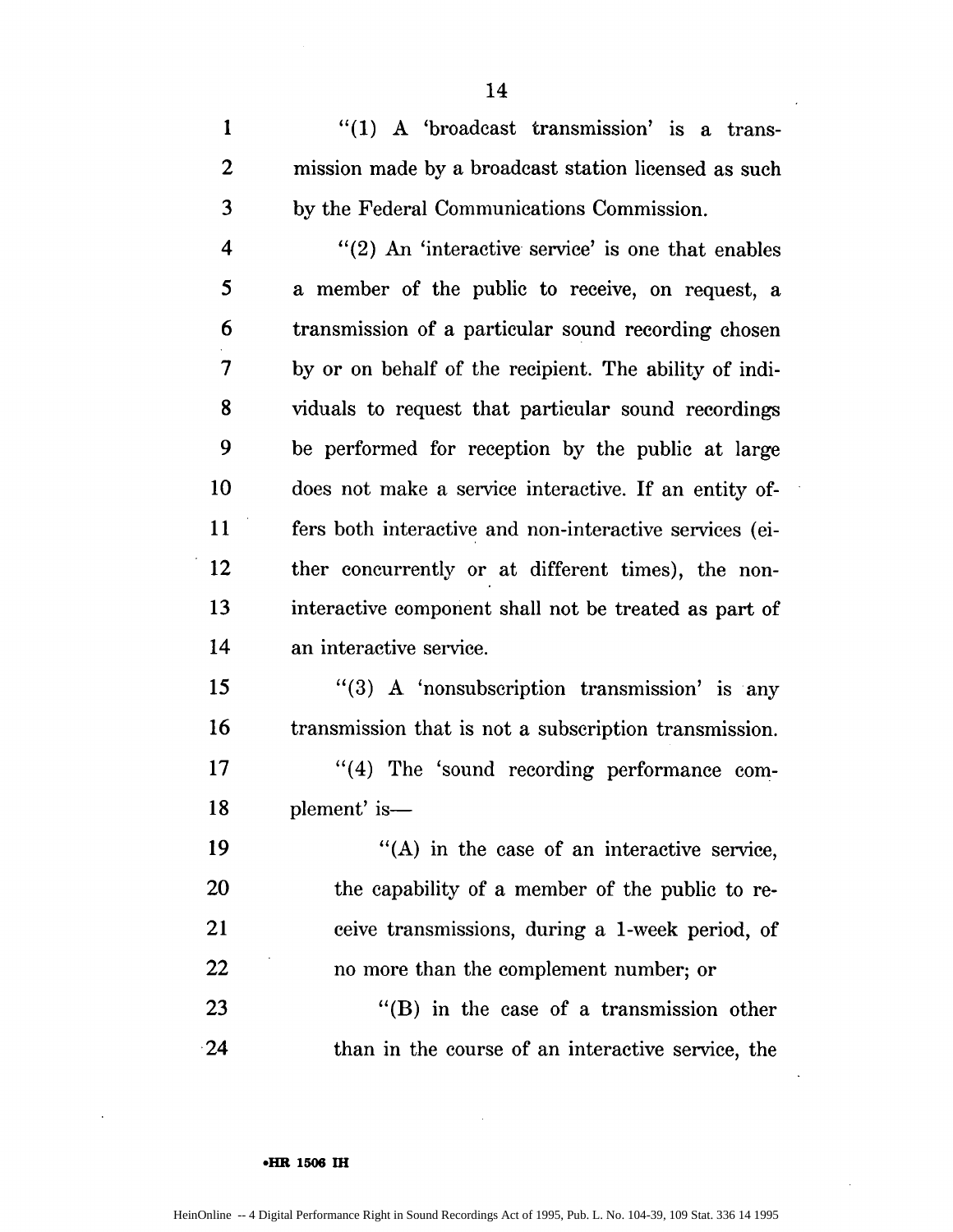"(1) A 'broadcast transmission' is a transmission made by a broadcast station licensed as such by the Federal Communications Commission.

"(2) An 'interactive service' is one that enables a member of the public to receive, on request, a transmission of a particular sound recording chosen by or on behalf of the recipient. The ability of individuals to request that particular sound recordings be performed for reception by the public at large does not make a service interactive. If an entity offers both interactive and non-interactive services (either concurrently or at different times), the non-interactive component shall not be treated as part of an interactive service.

"(3) A 'nonsubscription transmission' is any transmission that is not a subscription transmission.

"(4) The 'sound recording performance complement' is—

"(A) in the case of an interactive service, the capability of a member of the public to receive transmissions, during a 1-week period, of no more than the complement number; or

"(B) in the case of a transmission other than in the course of an interactive service, the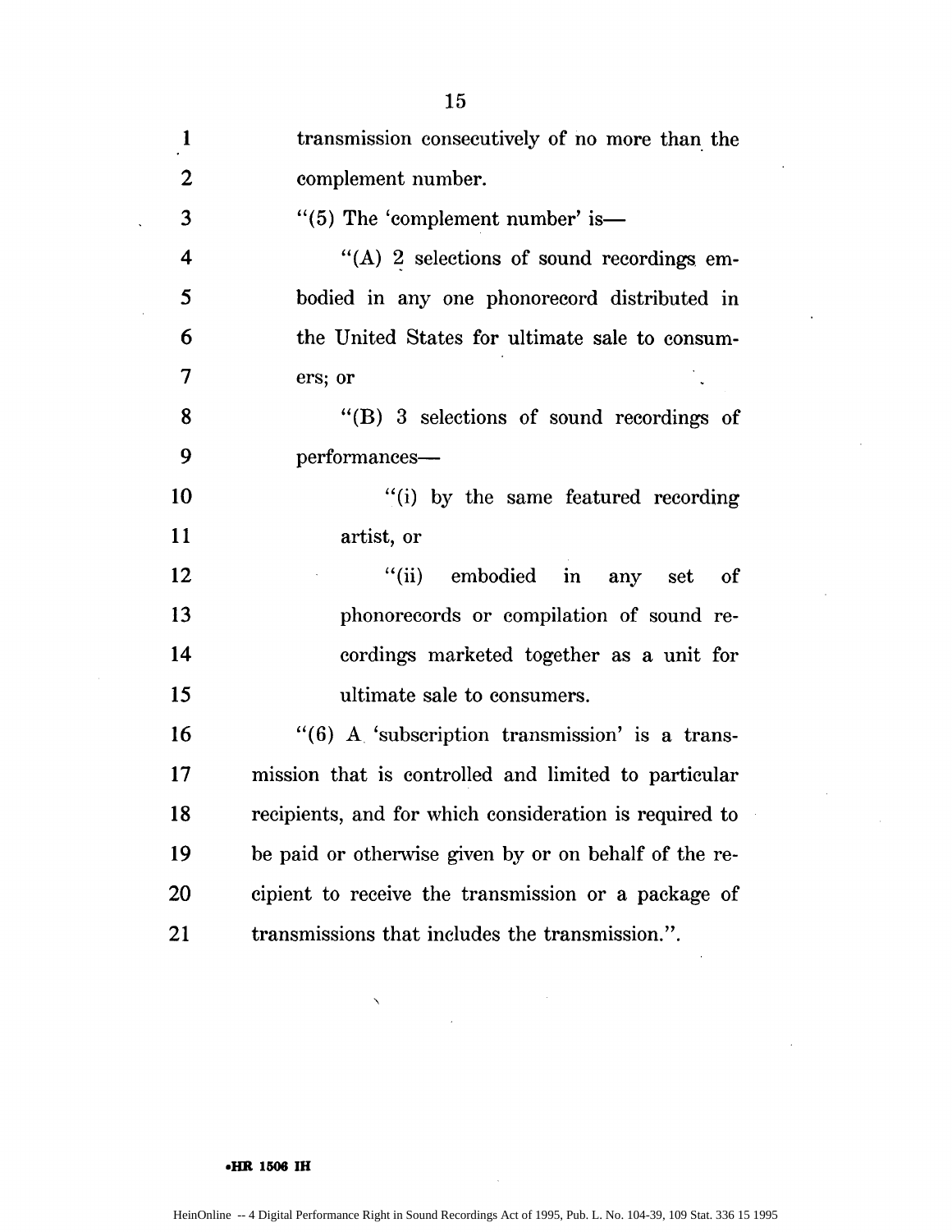transmission consecutively of no more than the complement number.

"(5) The 'complement number' is—

"(A) 2 selections of sound recordings embodied in any one phonorecord distributed in the United States for ultimate sale to consumers; or

"(B) 3 selections of sound recordings of performances—

"(i) by the same featured recording artist, or

"(ii) embodied in any set of phonorecords or compilation of sound recordings marketed together as a unit for ultimate sale to consumers.

"(6) A 'subscription transmission' is a transmission that is controlled and limited to particular recipients, and for which consideration is required to be paid or otherwise given by or on behalf of the recipient to receive the transmission or a package of transmissions that includes the transmission.".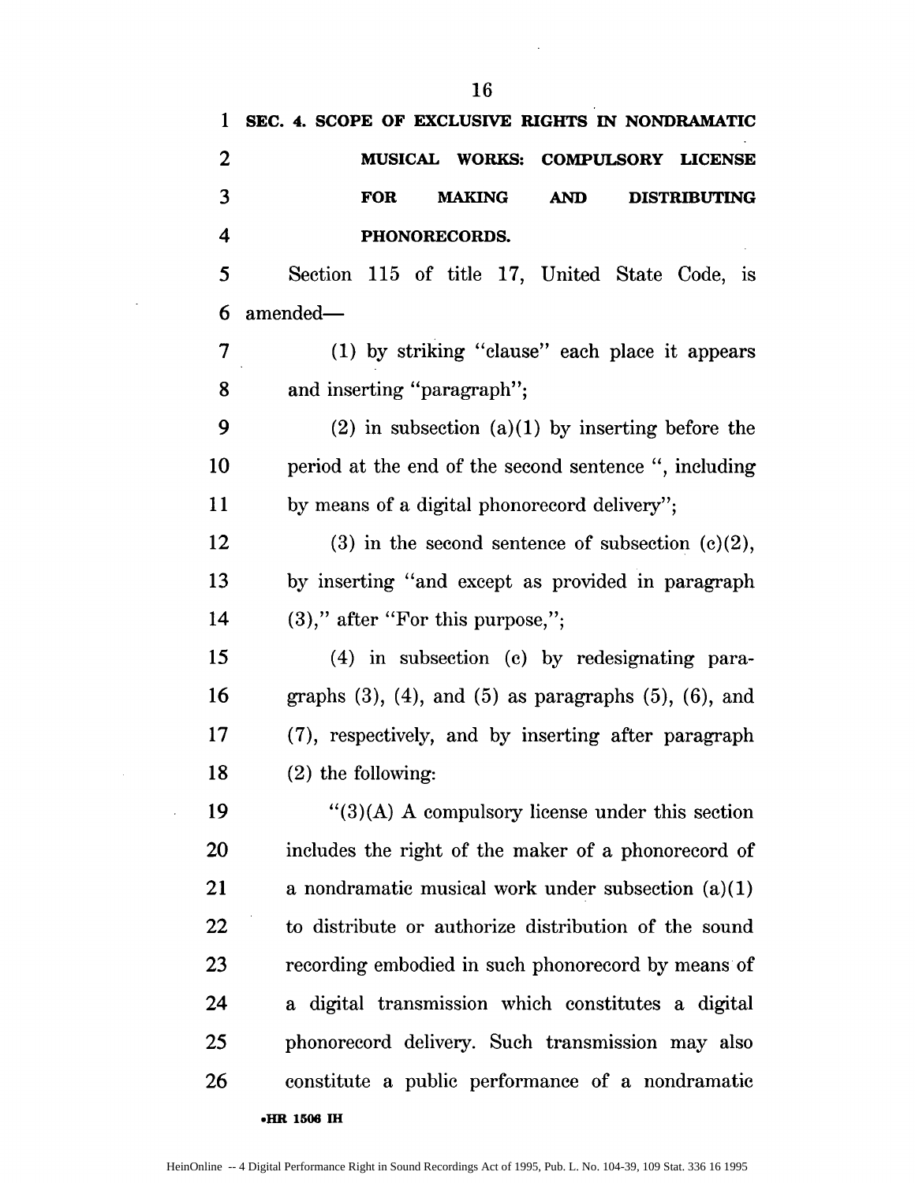**SEC. 4. SCOPE OF EXCLUSIVE RIGHTS IN NONDRAMATIC MUSICAL WORKS: COMPULSORY LICENSE FOR MAKING AND DISTRIBUTING PHONORECORDS.**

Section 115 of title 17, United State Code, is amended—

(1) by striking "clause" each place it appears and inserting "paragraph";

(2) in subsection (a)(1) by inserting before the period at the end of the second sentence ", including by means of a digital phonorecord delivery";

(3) in the second sentence of subsection (c)(2), by inserting "and except as provided in paragraph (3)," after "For this purpose,";

(4) in subsection (c) by redesignating paragraphs (3), (4), and (5) as paragraphs (5), (6), and (7), respectively, and by inserting after paragraph (2) the following:

"(3)(A) A compulsory license under this section includes the right of the maker of a phonorecord of a nondramatic musical work under subsection (a)(1) to distribute or authorize distribution of the sound recording embodied in such phonorecord by means of a digital transmission which constitutes a digital phonorecord delivery. Such transmission may also constitute a public performance of a nondramatic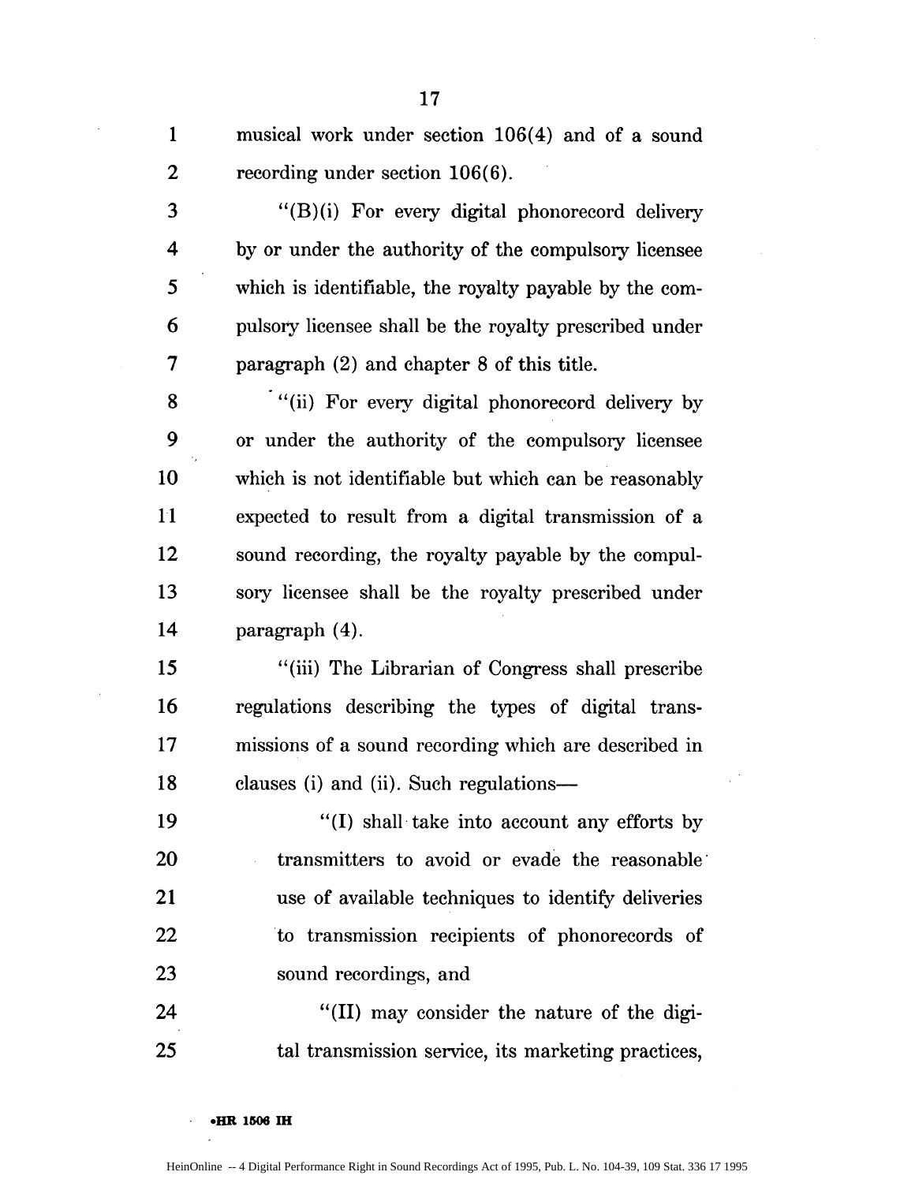musical work under section 106(4) and of a sound recording under section 106(6).

"(B)(i) For every digital phonorecord delivery by or under the authority of the compulsory licensee which is identifiable, the royalty payable by the compulsory licensee shall be the royalty prescribed under paragraph (2) and chapter 8 of this title.

"(ii) For every digital phonorecord delivery by or under the authority of the compulsory licensee which is not identifiable but which can be reasonably expected to result from a digital transmission of a sound recording, the royalty payable by the compulsory licensee shall be the royalty prescribed under paragraph (4).

"(iii) The Librarian of Congress shall prescribe regulations describing the types of digital transmissions of a sound recording which are described in clauses (i) and (ii). Such regulations—

"(I) shall take into account any efforts by transmitters to avoid or evade the reasonable use of available techniques to identify deliveries to transmission recipients of phonorecords of sound recordings, and

"(II) may consider the nature of the digital transmission service, its marketing practices,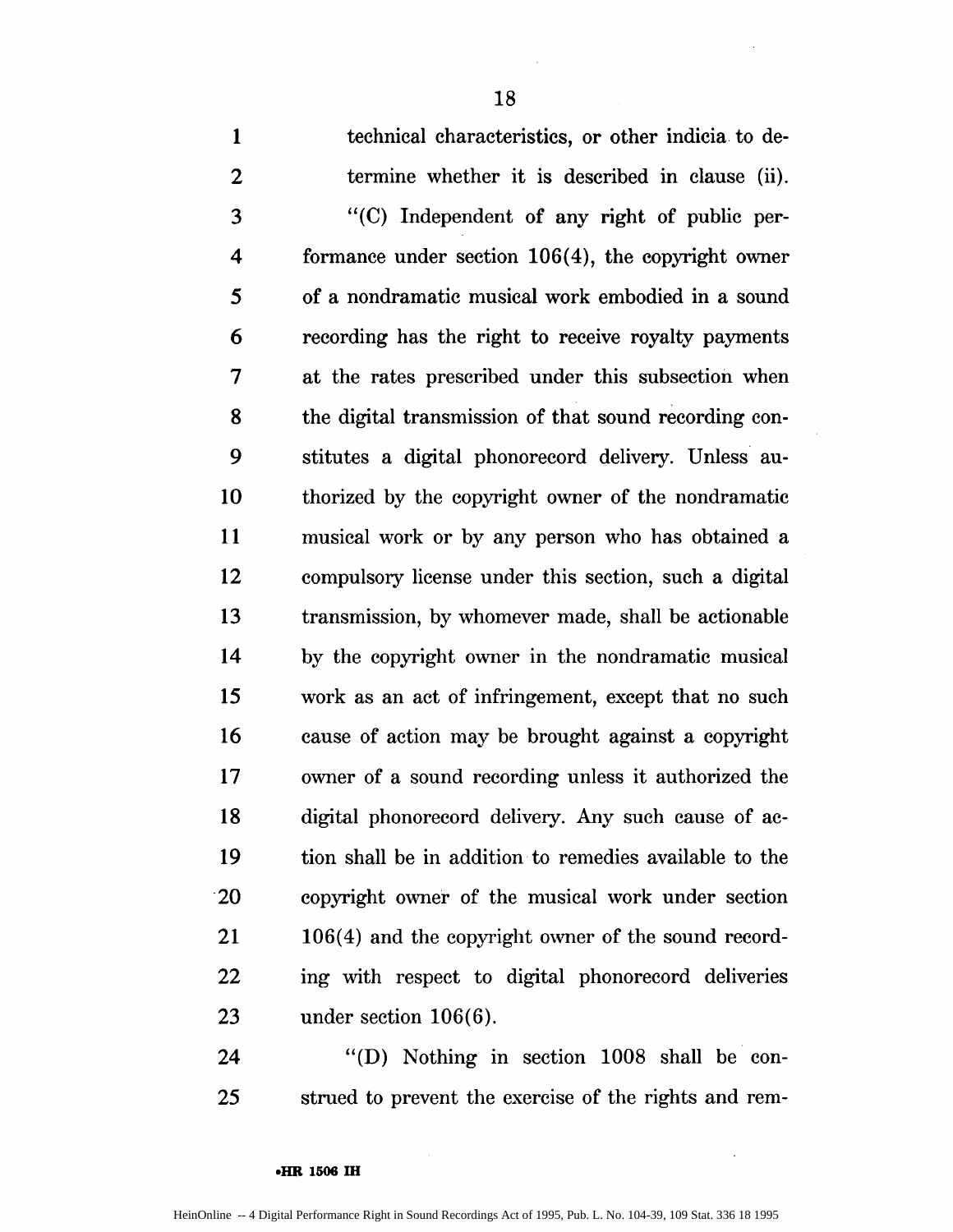technical characteristics, or other indicia to determine whether it is described in clause (ii).

"(C) Independent of any right of public performance under section 106(4), the copyright owner of a nondramatic musical work embodied in a sound recording has the right to receive royalty payments at the rates prescribed under this subsection when the digital transmission of that sound recording constitutes a digital phonorecord delivery. Unless authorized by the copyright owner of the nondramatic musical work or by any person who has obtained a compulsory license under this section, such a digital transmission, by whomever made, shall be actionable by the copyright owner in the nondramatic musical work as an act of infringement, except that no such cause of action may be brought against a copyright owner of a sound recording unless it authorized the digital phonorecord delivery. Any such cause of action shall be in addition to remedies available to the copyright owner of the musical work under section 106(4) and the copyright owner of the sound recording with respect to digital phonorecord deliveries under section 106(6).

"(D) Nothing in section 1008 shall be construed to prevent the exercise of the rights and rem-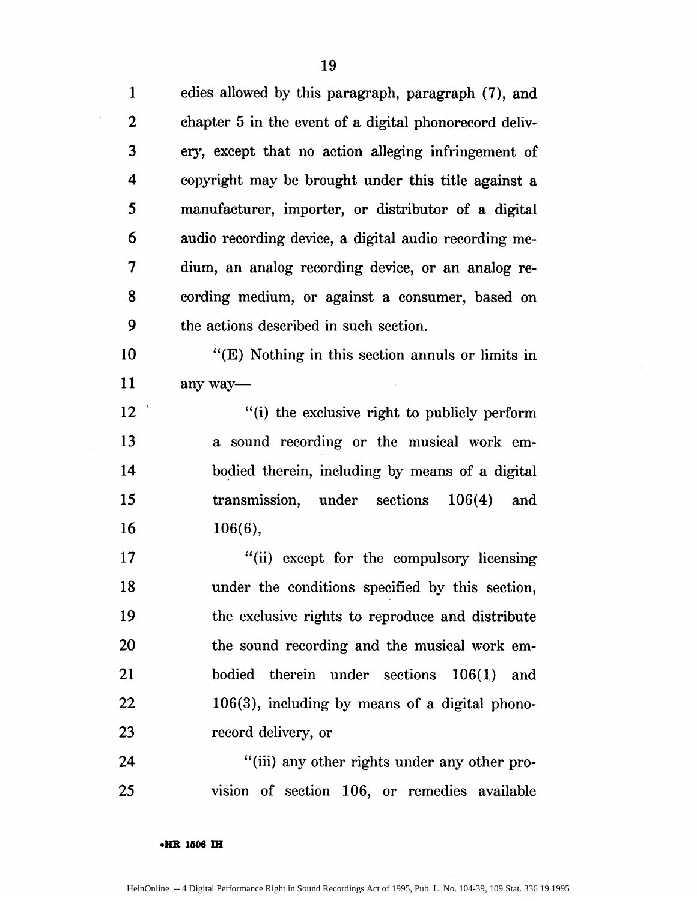edies allowed by this paragraph, paragraph (7), and chapter 5 in the event of a digital phonorecord delivery, except that no action alleging infringement of copyright may be brought under this title against a manufacturer, importer, or distributor of a digital audio recording device, a digital audio recording medium, an analog recording device, or an analog recording medium, or against a consumer, based on the actions described in such section.

"(E) Nothing in this section annuls or limits in any way—

"(i) the exclusive right to publicly perform a sound recording or the musical work embodied therein, including by means of a digital transmission, under sections 106(4) and 106(6),

"(ii) except for the compulsory licensing under the conditions specified by this section, the exclusive rights to reproduce and distribute the sound recording and the musical work embodied therein under sections 106(1) and 106(3), including by means of a digital phonorecord delivery, or

"(iii) any other rights under any other provision of section 106, or remedies available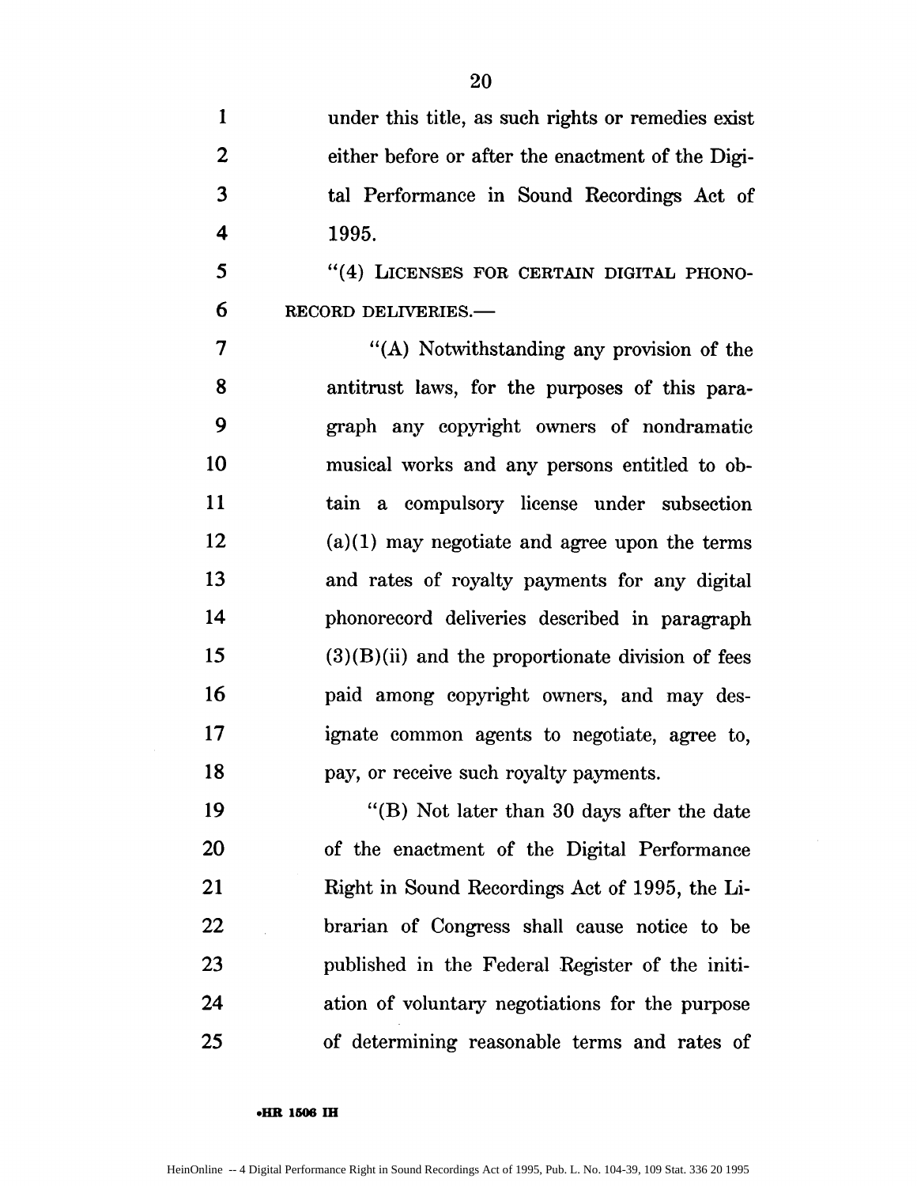under this title, as such rights or remedies exist either before or after the enactment of the Digital Performance in Sound Recordings Act of 1995.

"(4) LICENSES FOR CERTAIN DIGITAL PHONORECORD DELIVERIES.—

"(A) Notwithstanding any provision of the antitrust laws, for the purposes of this paragraph any copyright owners of nondramatic musical works and any persons entitled to obtain a compulsory license under subsection (a)(1) may negotiate and agree upon the terms and rates of royalty payments for any digital phonorecord deliveries described in paragraph (3)(B)(ii) and the proportionate division of fees paid among copyright owners, and may designate common agents to negotiate, agree to, pay, or receive such royalty payments.

"(B) Not later than 30 days after the date of the enactment of the Digital Performance Right in Sound Recordings Act of 1995, the Librarian of Congress shall cause notice to be published in the Federal Register of the initiation of voluntary negotiations for the purpose of determining reasonable terms and rates of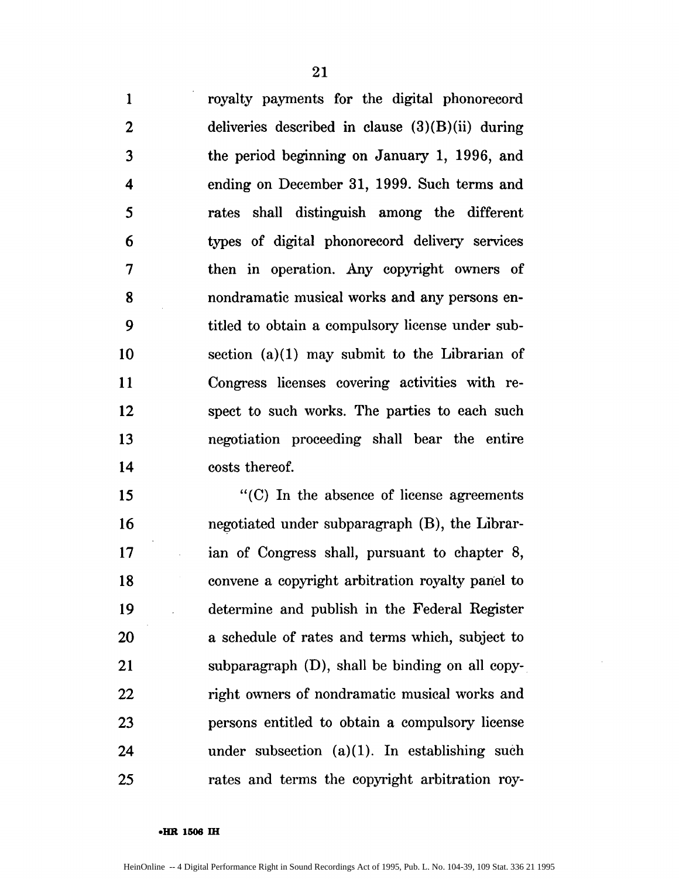royalty payments for the digital phonorecord deliveries described in clause (3)(B)(ii) during the period beginning on January 1, 1996, and ending on December 31, 1999. Such terms and rates shall distinguish among the different types of digital phonorecord delivery services then in operation. Any copyright owners of nondramatic musical works and any persons entitled to obtain a compulsory license under subsection (a)(1) may submit to the Librarian of Congress licenses covering activities with respect to such works. The parties to each such negotiation proceeding shall bear the entire costs thereof.

"(C) In the absence of license agreements negotiated under subparagraph (B), the Librarian of Congress shall, pursuant to chapter 8, convene a copyright arbitration royalty panel to determine and publish in the Federal Register a schedule of rates and terms which, subject to subparagraph (D), shall be binding on all copyright owners of nondramatic musical works and persons entitled to obtain a compulsory license under subsection (a)(1). In establishing such rates and terms the copyright arbitration roy-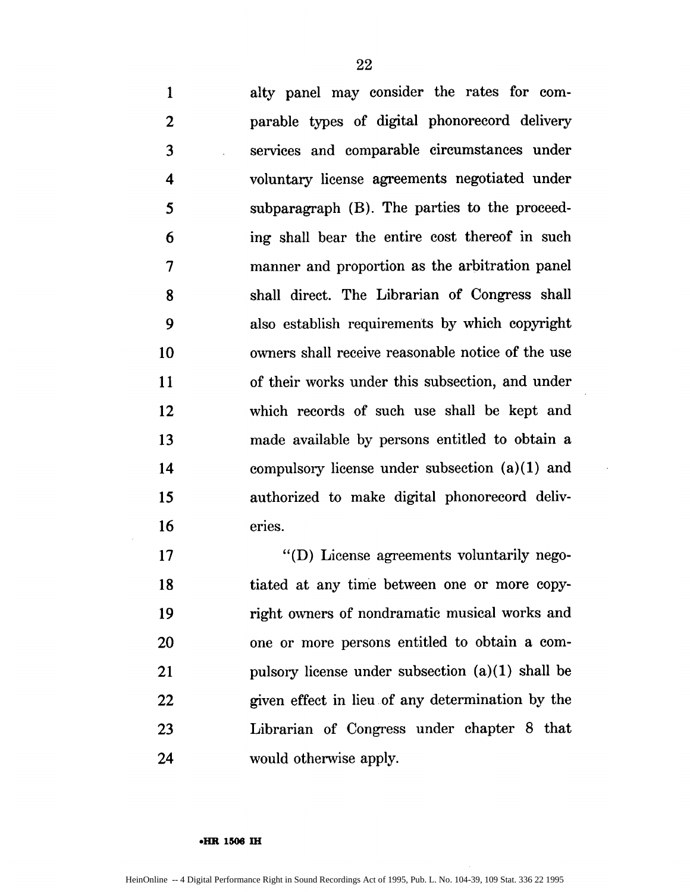alty panel may consider the rates for comparable types of digital phonorecord delivery services and comparable circumstances under voluntary license agreements negotiated under subparagraph (B). The parties to the proceeding shall bear the entire cost thereof in such manner and proportion as the arbitration panel shall direct. The Librarian of Congress shall also establish requirements by which copyright owners shall receive reasonable notice of the use of their works under this subsection, and under which records of such use shall be kept and made available by persons entitled to obtain a compulsory license under subsection (a)(1) and authorized to make digital phonorecord deliveries.

"(D) License agreements voluntarily negotiated at any time between one or more copyright owners of nondramatic musical works and one or more persons entitled to obtain a compulsory license under subsection (a)(1) shall be given effect in lieu of any determination by the Librarian of Congress under chapter 8 that would otherwise apply.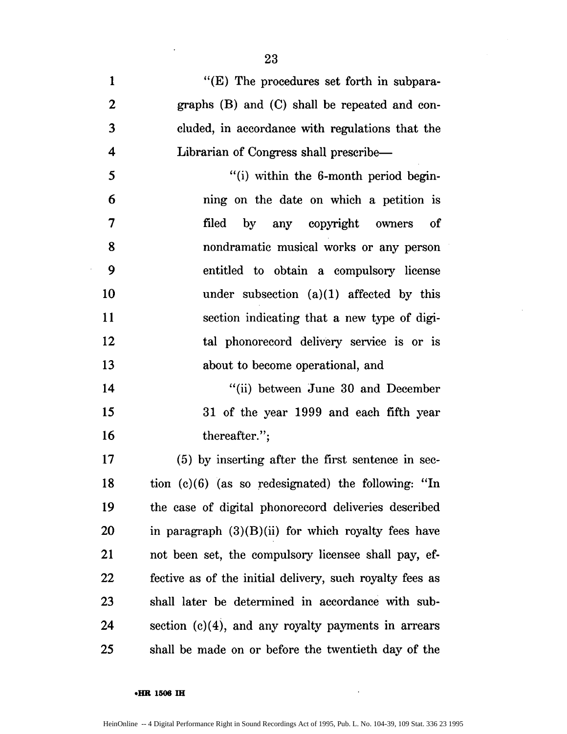"(E) The procedures set forth in subparagraphs (B) and (C) shall be repeated and concluded, in accordance with regulations that the Librarian of Congress shall prescribe—

"(i) within the 6-month period beginning on the date on which a petition is filed by any copyright owners of nondramatic musical works or any person entitled to obtain a compulsory license under subsection (a)(1) affected by this section indicating that a new type of digital phonorecord delivery service is or is about to become operational, and

"(ii) between June 30 and December 31 of the year 1999 and each fifth year thereafter.";

(5) by inserting after the first sentence in section (c)(6) (as so redesignated) the following: "In the case of digital phonorecord deliveries described in paragraph (3)(B)(ii) for which royalty fees have not been set, the compulsory licensee shall pay, effective as of the initial delivery, such royalty fees as shall later be determined in accordance with subsection (c)(4), and any royalty payments in arrears shall be made on or before the twentieth day of the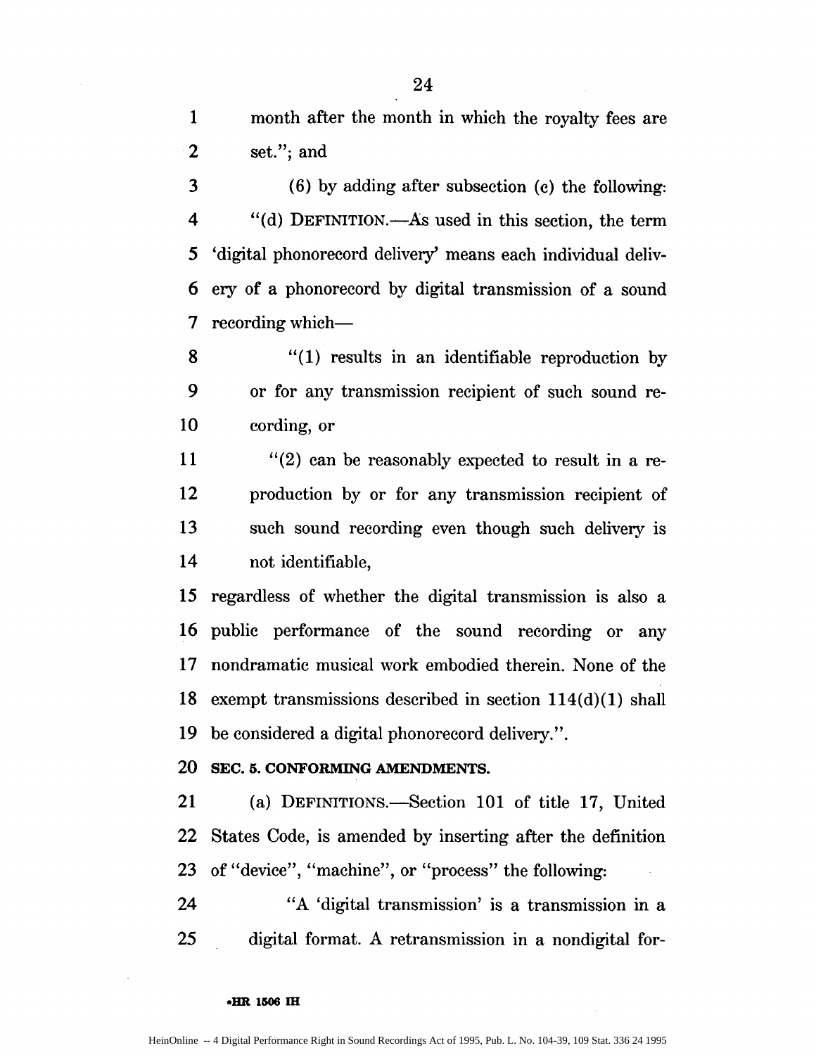month after the month in which the royalty fees are set."; and

(6) by adding after subsection (c) the following:

"(d) DEFINITION.—As used in this section, the term 'digital phonorecord delivery' means each individual delivery of a phonorecord by digital transmission of a sound recording which—

"(1) results in an identifiable reproduction by or for any transmission recipient of such sound recording, or

"(2) can be reasonably expected to result in a reproduction by or for any transmission recipient of such sound recording even though such delivery is not identifiable,

regardless of whether the digital transmission is also a public performance of the sound recording or any nondramatic musical work embodied therein. None of the exempt transmissions described in section 114(d)(1) shall be considered a digital phonorecord delivery.".

**SEC. 5. CONFORMING AMENDMENTS.**

(a) DEFINITIONS.—Section 101 of title 17, United States Code, is amended by inserting after the definition of "device", "machine", or "process" the following:

"A 'digital transmission' is a transmission in a digital format. A retransmission in a nondigital for-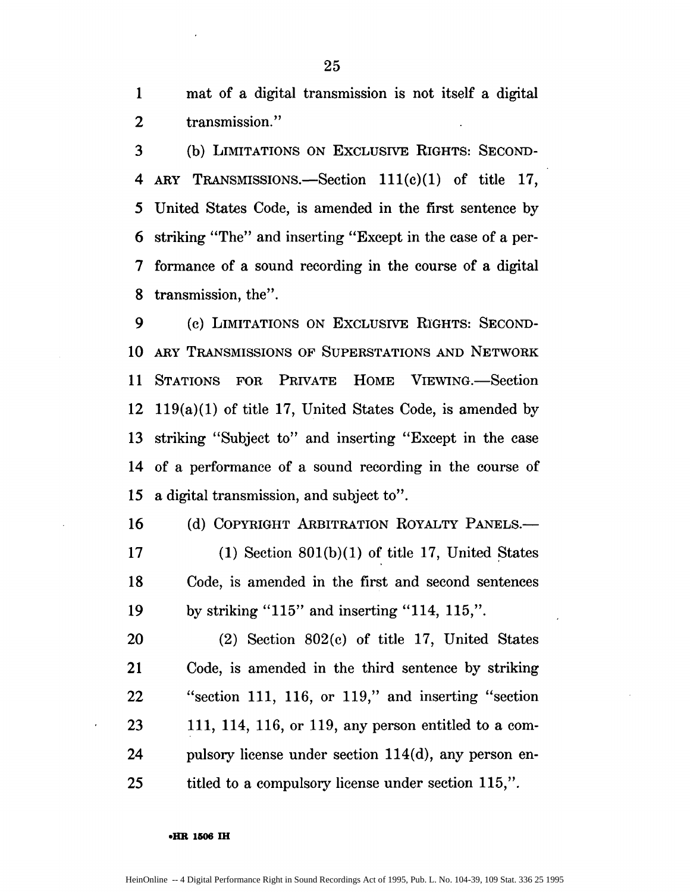mat of a digital transmission is not itself a digital transmission."

(b) LIMITATIONS ON EXCLUSIVE RIGHTS: SECONDARY TRANSMISSIONS.—Section 111(c)(1) of title 17, United States Code, is amended in the first sentence by striking "The" and inserting "Except in the case of a performance of a sound recording in the course of a digital transmission, the".

(c) LIMITATIONS ON EXCLUSIVE RIGHTS: SECONDARY TRANSMISSIONS OF SUPERSTATIONS AND NETWORK STATIONS FOR PRIVATE HOME VIEWING.—Section 119(a)(1) of title 17, United States Code, is amended by striking "Subject to" and inserting "Except in the case of a performance of a sound recording in the course of a digital transmission, and subject to".

(d) COPYRIGHT ARBITRATION ROYALTY PANELS.—

(1) Section 801(b)(1) of title 17, United States Code, is amended in the first and second sentences by striking "115" and inserting "114, 115,".

(2) Section 802(c) of title 17, United States Code, is amended in the third sentence by striking "section 111, 116, or 119," and inserting "section 111, 114, 116, or 119, any person entitled to a compulsory license under section 114(d), any person entitled to a compulsory license under section 115,".

•HR 1506 IH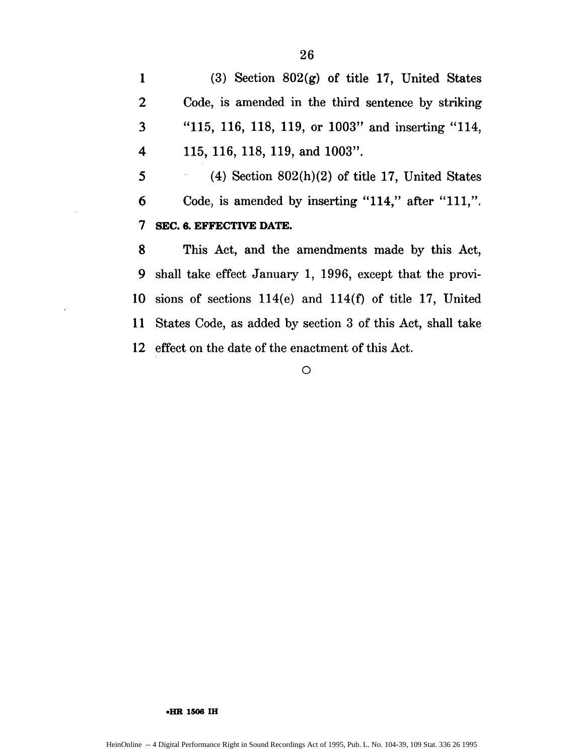(3) Section 802(g) of title 17, United States Code, is amended in the third sentence by striking "115, 116, 118, 119, or 1003" and inserting "114, 115, 116, 118, 119, and 1003".

(4) Section 802(h)(2) of title 17, United States Code, is amended by inserting "114," after "111,".

**SEC. 6. EFFECTIVE DATE.**

This Act, and the amendments made by this Act, shall take effect January 1, 1996, except that the provisions of sections 114(e) and 114(f) of title 17, United States Code, as added by section 3 of this Act, shall take effect on the date of the enactment of this Act.

O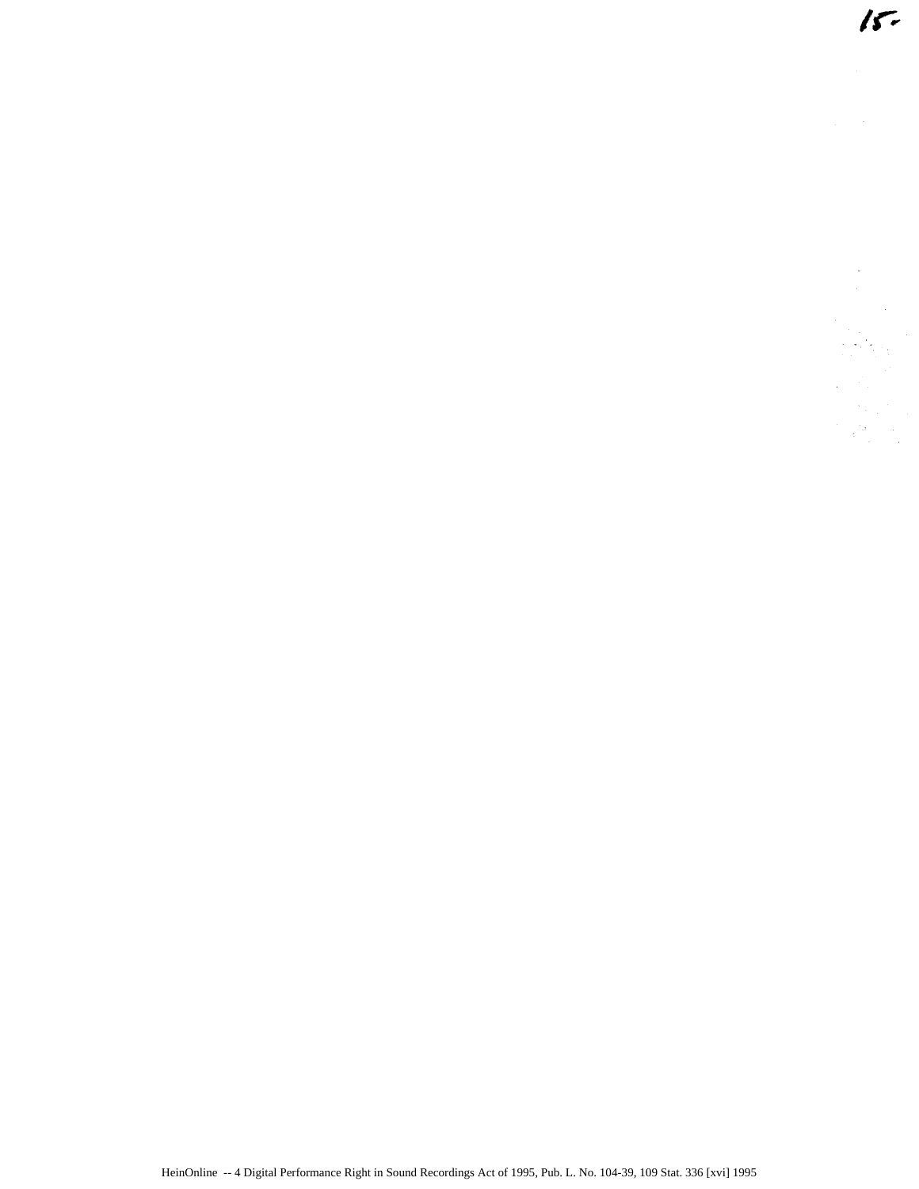15-